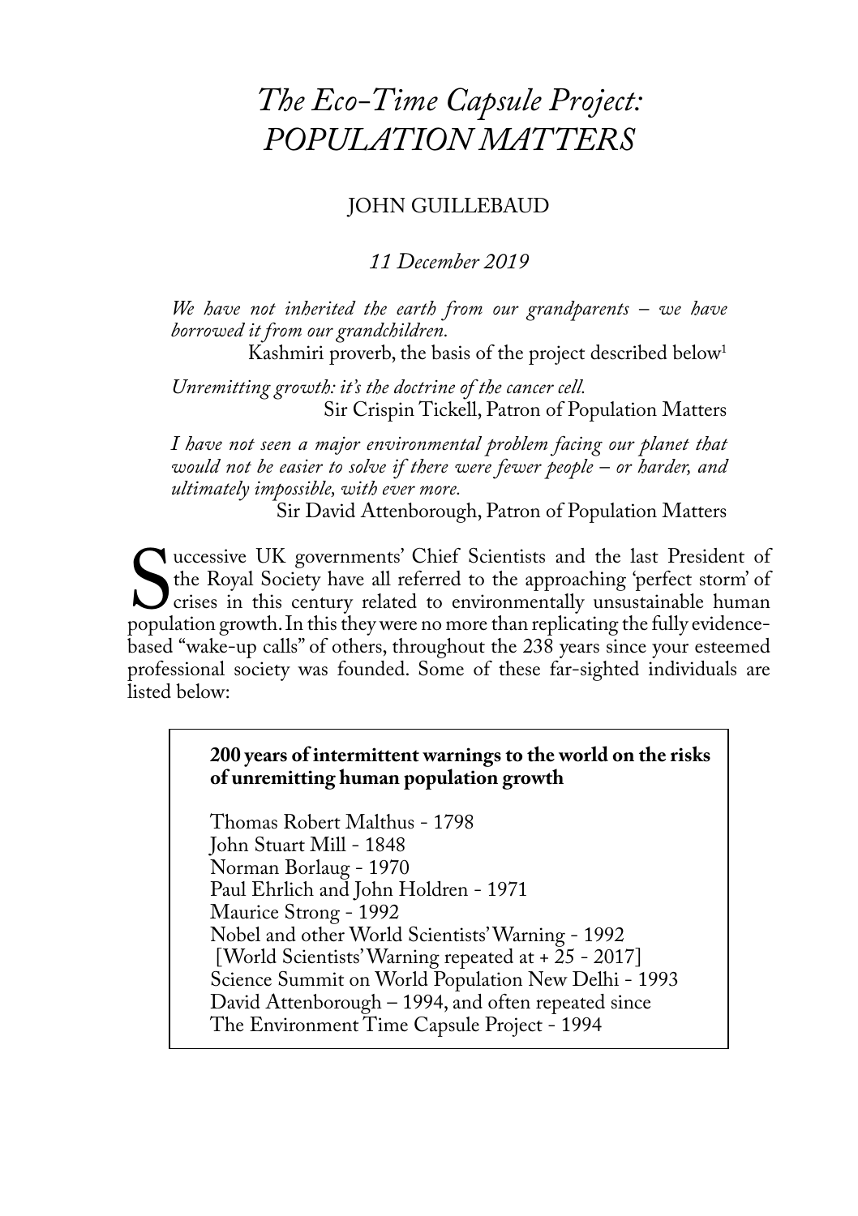# *The Eco-Time Capsule Project: POPULATION MATTERS*

JOHN GUILLEBAUD

*11 December 2019*

*We have not inherited the earth from our grandparents – we have borrowed it from our grandchildren.*

Kashmiri proverb, the basis of the project described below[1]

*Unremitting growth: it's the doctrine of the cancer cell.*

Sir Crispin Tickell, Patron of Population Matters

*I have not seen a major environmental problem facing our planet that would not be easier to solve if there were fewer people – or harder, and ultimately impossible, with ever more.*

Sir David Attenborough, Patron of Population Matters

Successive UK governments' Chief Scientists and the last President of the Royal Society have all referred to the approaching 'perfect storm' of crises in this century related to environmentally unsustainable human population growth. In this they were no more than replicating the fully evidence-based "wake-up calls" of others, throughout the 238 years since your esteemed professional society was founded. Some of these far-sighted individuals are listed below:

**200 years of intermittent warnings to the world on the risks of unremitting human population growth**

Thomas Robert Malthus - 1798
John Stuart Mill - 1848
Norman Borlaug - 1970
Paul Ehrlich and John Holdren - 1971
Maurice Strong - 1992
Nobel and other World Scientists' Warning - 1992
[World Scientists' Warning repeated at + 25 - 2017]
Science Summit on World Population New Delhi - 1993
David Attenborough – 1994, and often repeated since
The Environment Time Capsule Project - 1994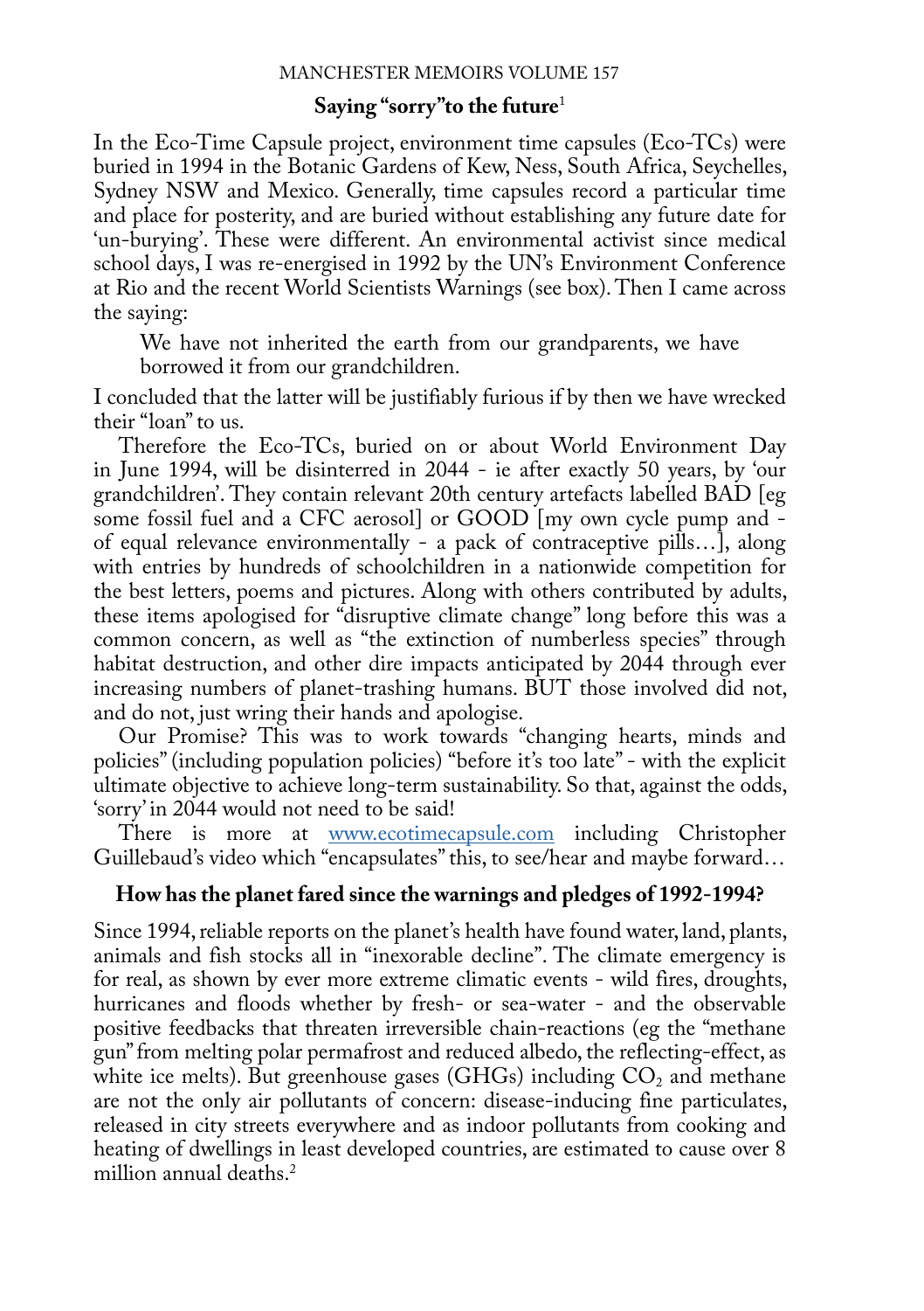## Saying "sorry"to the future[1]

In the Eco-Time Capsule project, environment time capsules (Eco-TCs) were buried in 1994 in the Botanic Gardens of Kew, Ness, South Africa, Seychelles, Sydney NSW and Mexico. Generally, time capsules record a particular time and place for posterity, and are buried without establishing any future date for 'un-burying'. These were different. An environmental activist since medical school days, I was re-energised in 1992 by the UN's Environment Conference at Rio and the recent World Scientists Warnings (see box). Then I came across the saying:

> We have not inherited the earth from our grandparents, we have borrowed it from our grandchildren.

I concluded that the latter will be justifiably furious if by then we have wrecked their "loan" to us.

Therefore the Eco-TCs, buried on or about World Environment Day in June 1994, will be disinterred in 2044 - ie after exactly 50 years, by 'our grandchildren'. They contain relevant 20th century artefacts labelled BAD [eg some fossil fuel and a CFC aerosol] or GOOD [my own cycle pump and - of equal relevance environmentally - a pack of contraceptive pills…], along with entries by hundreds of schoolchildren in a nationwide competition for the best letters, poems and pictures. Along with others contributed by adults, these items apologised for "disruptive climate change" long before this was a common concern, as well as "the extinction of numberless species" through habitat destruction, and other dire impacts anticipated by 2044 through ever increasing numbers of planet-trashing humans. BUT those involved did not, and do not, just wring their hands and apologise.

Our Promise? This was to work towards "changing hearts, minds and policies" (including population policies) "before it's too late" - with the explicit ultimate objective to achieve long-term sustainability. So that, against the odds, 'sorry' in 2044 would not need to be said!

There is more at www.ecotimecapsule.com including Christopher Guillebaud's video which "encapsulates" this, to see/hear and maybe forward…

### How has the planet fared since the warnings and pledges of 1992-1994?

Since 1994, reliable reports on the planet's health have found water, land, plants, animals and fish stocks all in "inexorable decline". The climate emergency is for real, as shown by ever more extreme climatic events - wild fires, droughts, hurricanes and floods whether by fresh- or sea-water - and the observable positive feedbacks that threaten irreversible chain-reactions (eg the "methane gun" from melting polar permafrost and reduced albedo, the reflecting-effect, as white ice melts). But greenhouse gases (GHGs) including $CO_2$ and methane are not the only air pollutants of concern: disease-inducing fine particulates, released in city streets everywhere and as indoor pollutants from cooking and heating of dwellings in least developed countries, are estimated to cause over 8 million annual deaths.[2]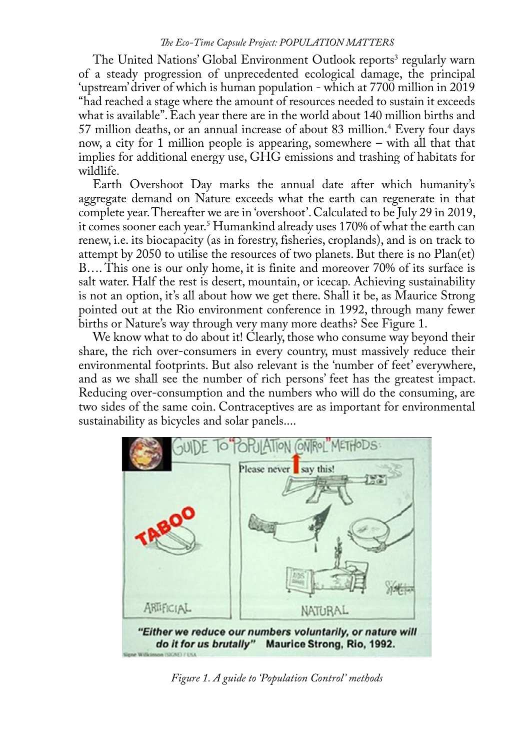The United Nations' Global Environment Outlook reports[3] regularly warn of a steady progression of unprecedented ecological damage, the principal 'upstream' driver of which is human population - which at 7700 million in 2019 "had reached a stage where the amount of resources needed to sustain it exceeds what is available". Each year there are in the world about 140 million births and 57 million deaths, or an annual increase of about 83 million.[4] Every four days now, a city for 1 million people is appearing, somewhere – with all that that implies for additional energy use, GHG emissions and trashing of habitats for wildlife.

Earth Overshoot Day marks the annual date after which humanity's aggregate demand on Nature exceeds what the earth can regenerate in that complete year. Thereafter we are in 'overshoot'. Calculated to be July 29 in 2019, it comes sooner each year.[5] Humankind already uses 170% of what the earth can renew, i.e. its biocapacity (as in forestry, fisheries, croplands), and is on track to attempt by 2050 to utilise the resources of two planets. But there is no Plan(et) B.... This one is our only home, it is finite and moreover 70% of its surface is salt water. Half the rest is desert, mountain, or icecap. Achieving sustainability is not an option, it's all about how we get there. Shall it be, as Maurice Strong pointed out at the Rio environment conference in 1992, through many fewer births or Nature's way through very many more deaths? See Figure 1.

We know what to do about it! Clearly, those who consume way beyond their share, the rich over-consumers in every country, must massively reduce their environmental footprints. But also relevant is the 'number of feet' everywhere, and as we shall see the number of rich persons' feet has the greatest impact. Reducing over-consumption and the numbers who will do the consuming, are two sides of the same coin. Contraceptives are as important for environmental sustainability as bicycles and solar panels....

*Figure 1. A guide to 'Population Control' methods*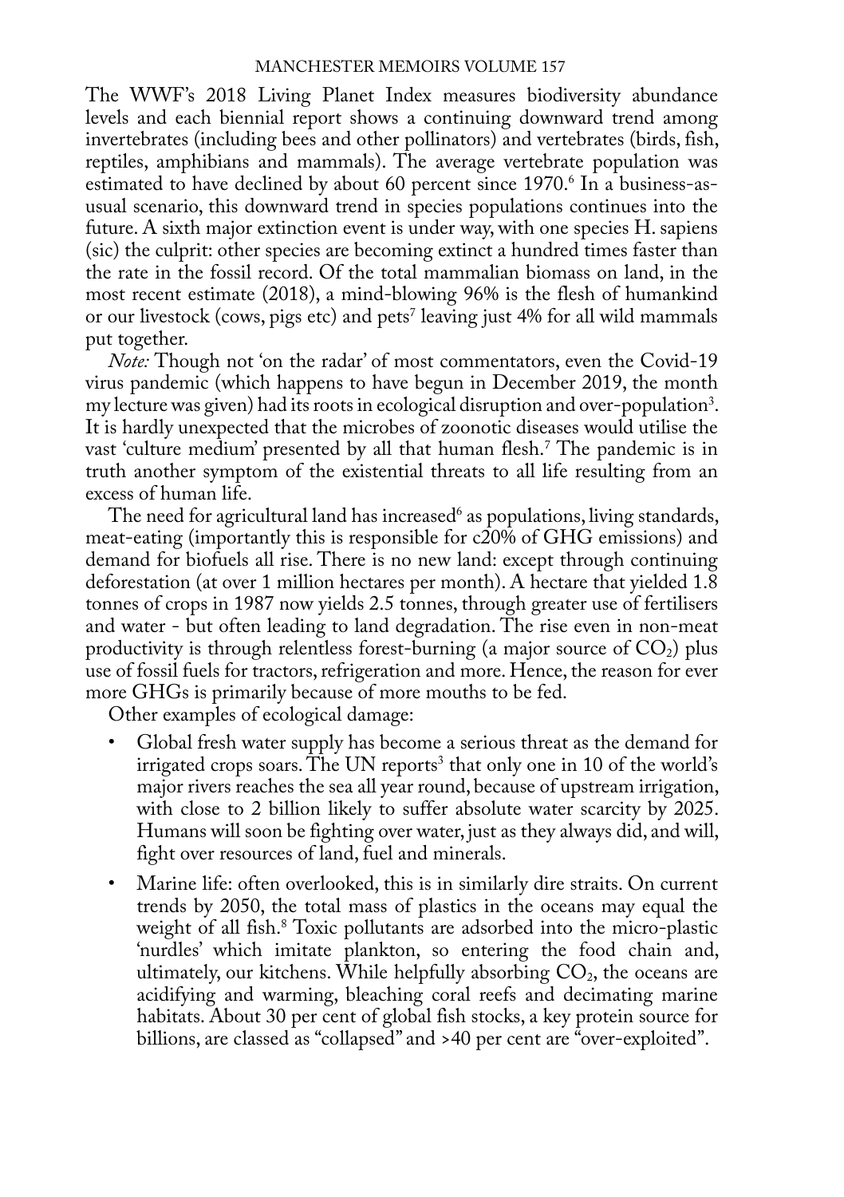The WWF's 2018 Living Planet Index measures biodiversity abundance levels and each biennial report shows a continuing downward trend among invertebrates (including bees and other pollinators) and vertebrates (birds, fish, reptiles, amphibians and mammals). The average vertebrate population was estimated to have declined by about 60 percent since 1970.[6] In a business-as-usual scenario, this downward trend in species populations continues into the future. A sixth major extinction event is under way, with one species H. sapiens (sic) the culprit: other species are becoming extinct a hundred times faster than the rate in the fossil record. Of the total mammalian biomass on land, in the most recent estimate (2018), a mind-blowing 96% is the flesh of humankind or our livestock (cows, pigs etc) and pets[7] leaving just 4% for all wild mammals put together.

*Note:* Though not 'on the radar' of most commentators, even the Covid-19 virus pandemic (which happens to have begun in December 2019, the month my lecture was given) had its roots in ecological disruption and over-population[3]. It is hardly unexpected that the microbes of zoonotic diseases would utilise the vast 'culture medium' presented by all that human flesh.[7] The pandemic is in truth another symptom of the existential threats to all life resulting from an excess of human life.

The need for agricultural land has increased[6] as populations, living standards, meat-eating (importantly this is responsible for c20% of GHG emissions) and demand for biofuels all rise. There is no new land: except through continuing deforestation (at over 1 million hectares per month). A hectare that yielded 1.8 tonnes of crops in 1987 now yields 2.5 tonnes, through greater use of fertilisers and water - but often leading to land degradation. The rise even in non-meat productivity is through relentless forest-burning (a major source of $CO_2$) plus use of fossil fuels for tractors, refrigeration and more. Hence, the reason for ever more GHGs is primarily because of more mouths to be fed.

Other examples of ecological damage:

- Global fresh water supply has become a serious threat as the demand for irrigated crops soars. The UN reports[3] that only one in 10 of the world's major rivers reaches the sea all year round, because of upstream irrigation, with close to 2 billion likely to suffer absolute water scarcity by 2025. Humans will soon be fighting over water, just as they always did, and will, fight over resources of land, fuel and minerals.
- Marine life: often overlooked, this is in similarly dire straits. On current trends by 2050, the total mass of plastics in the oceans may equal the weight of all fish.[8] Toxic pollutants are adsorbed into the micro-plastic 'nurdles' which imitate plankton, so entering the food chain and, ultimately, our kitchens. While helpfully absorbing $CO_2$, the oceans are acidifying and warming, bleaching coral reefs and decimating marine habitats. About 30 per cent of global fish stocks, a key protein source for billions, are classed as "collapsed" and >40 per cent are "over-exploited".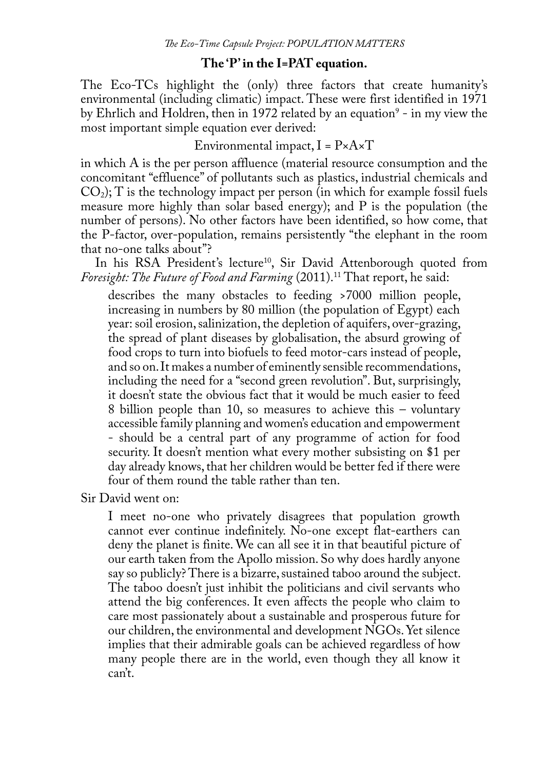## The 'P' in the I=PAT equation.

The Eco-TCs highlight the (only) three factors that create humanity's environmental (including climatic) impact. These were first identified in 1971 by Ehrlich and Holdren, then in 1972 related by an equation[9] - in my view the most important simple equation ever derived:

$$\text{Environmental impact, } I = P \times A \times T$$

in which A is the per person affluence (material resource consumption and the concomitant "effluence" of pollutants such as plastics, industrial chemicals and $CO_2$); T is the technology impact per person (in which for example fossil fuels measure more highly than solar based energy); and P is the population (the number of persons). No other factors have been identified, so how come, that the P-factor, over-population, remains persistently "the elephant in the room that no-one talks about"?

In his RSA President's lecture[10], Sir David Attenborough quoted from *Foresight: The Future of Food and Farming* (2011).[11] That report, he said:

> describes the many obstacles to feeding >7000 million people, increasing in numbers by 80 million (the population of Egypt) each year: soil erosion, salinization, the depletion of aquifers, over-grazing, the spread of plant diseases by globalisation, the absurd growing of food crops to turn into biofuels to feed motor-cars instead of people, and so on. It makes a number of eminently sensible recommendations, including the need for a "second green revolution". But, surprisingly, it doesn't state the obvious fact that it would be much easier to feed 8 billion people than 10, so measures to achieve this – voluntary accessible family planning and women's education and empowerment - should be a central part of any programme of action for food security. It doesn't mention what every mother subsisting on $1 per day already knows, that her children would be better fed if there were four of them round the table rather than ten.

Sir David went on:

> I meet no-one who privately disagrees that population growth cannot ever continue indefinitely. No-one except flat-earthers can deny the planet is finite. We can all see it in that beautiful picture of our earth taken from the Apollo mission. So why does hardly anyone say so publicly? There is a bizarre, sustained taboo around the subject. The taboo doesn't just inhibit the politicians and civil servants who attend the big conferences. It even affects the people who claim to care most passionately about a sustainable and prosperous future for our children, the environmental and development NGOs. Yet silence implies that their admirable goals can be achieved regardless of how many people there are in the world, even though they all know it can't.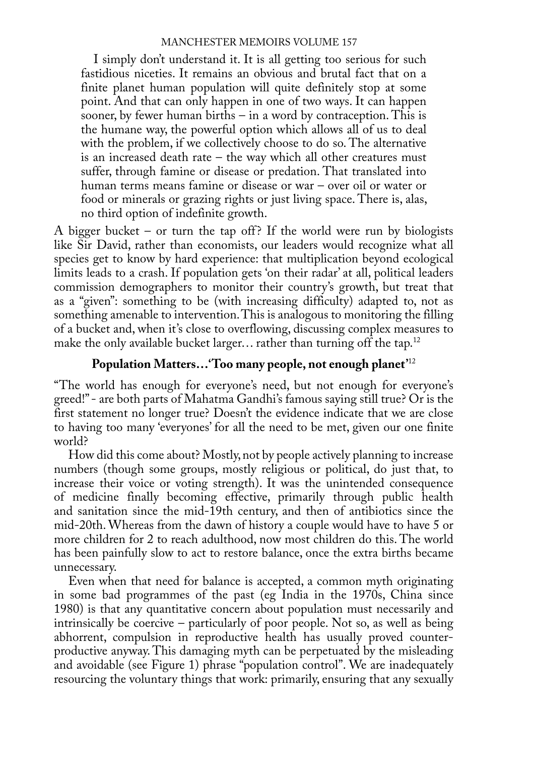I simply don't understand it. It is all getting too serious for such fastidious niceties. It remains an obvious and brutal fact that on a finite planet human population will quite definitely stop at some point. And that can only happen in one of two ways. It can happen sooner, by fewer human births – in a word by contraception. This is the humane way, the powerful option which allows all of us to deal with the problem, if we collectively choose to do so. The alternative is an increased death rate – the way which all other creatures must suffer, through famine or disease or predation. That translated into human terms means famine or disease or war – over oil or water or food or minerals or grazing rights or just living space. There is, alas, no third option of indefinite growth.

A bigger bucket – or turn the tap off? If the world were run by biologists like Sir David, rather than economists, our leaders would recognize what all species get to know by hard experience: that multiplication beyond ecological limits leads to a crash. If population gets 'on their radar' at all, political leaders commission demographers to monitor their country's growth, but treat that as a "given": something to be (with increasing difficulty) adapted to, not as something amenable to intervention. This is analogous to monitoring the filling of a bucket and, when it's close to overflowing, discussing complex measures to make the only available bucket larger… rather than turning off the tap.[12]

## Population Matters…'Too many people, not enough planet'[12]

"The world has enough for everyone's need, but not enough for everyone's greed!" - are both parts of Mahatma Gandhi's famous saying still true? Or is the first statement no longer true? Doesn't the evidence indicate that we are close to having too many 'everyones' for all the need to be met, given our one finite world?

How did this come about? Mostly, not by people actively planning to increase numbers (though some groups, mostly religious or political, do just that, to increase their voice or voting strength). It was the unintended consequence of medicine finally becoming effective, primarily through public health and sanitation since the mid-19th century, and then of antibiotics since the mid-20th. Whereas from the dawn of history a couple would have to have 5 or more children for 2 to reach adulthood, now most children do this. The world has been painfully slow to act to restore balance, once the extra births became unnecessary.

Even when that need for balance is accepted, a common myth originating in some bad programmes of the past (eg India in the 1970s, China since 1980) is that any quantitative concern about population must necessarily and intrinsically be coercive – particularly of poor people. Not so, as well as being abhorrent, compulsion in reproductive health has usually proved counter-productive anyway. This damaging myth can be perpetuated by the misleading and avoidable (see Figure 1) phrase "population control". We are inadequately resourcing the voluntary things that work: primarily, ensuring that any sexually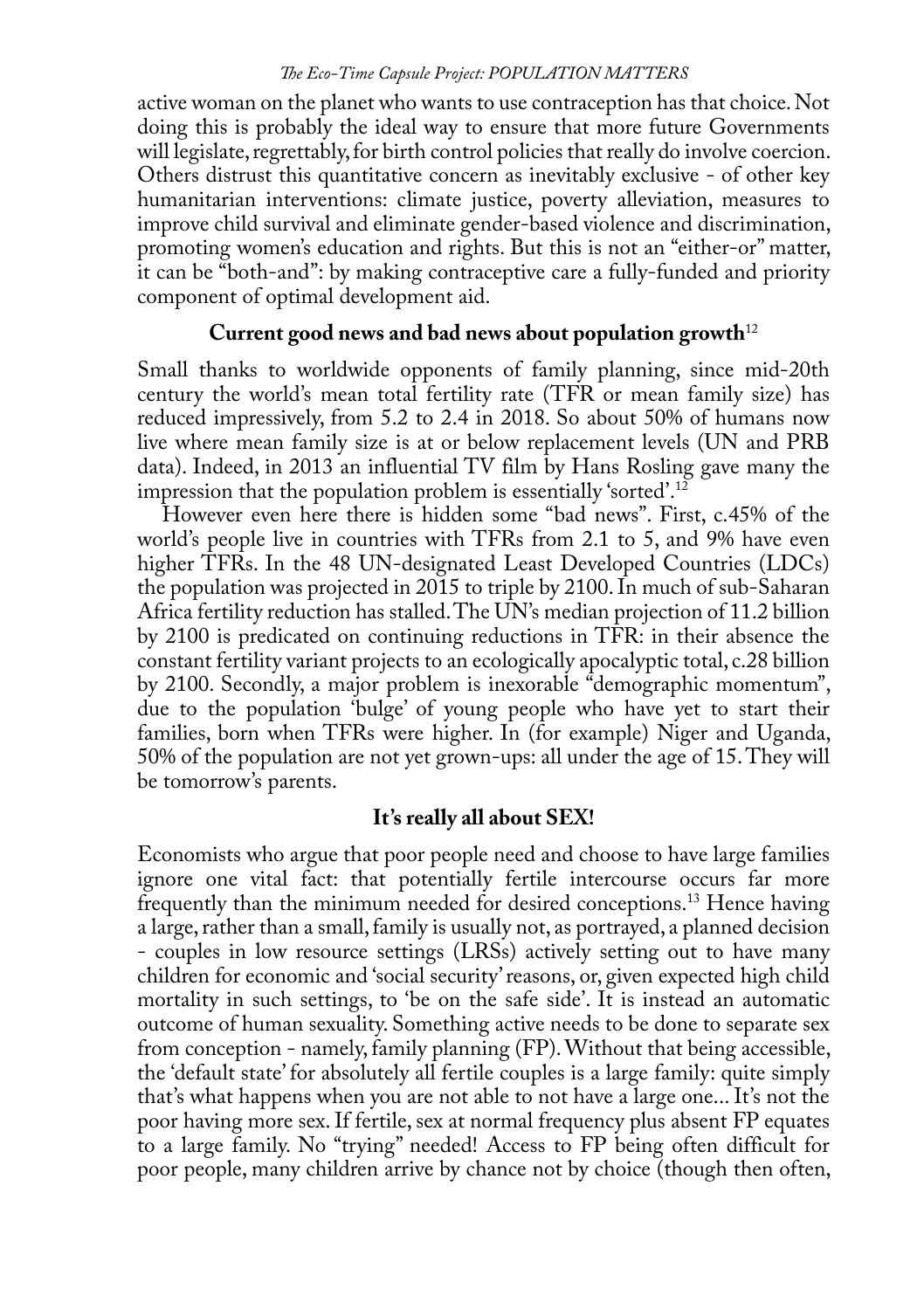active woman on the planet who wants to use contraception has that choice. Not doing this is probably the ideal way to ensure that more future Governments will legislate, regrettably, for birth control policies that really do involve coercion. Others distrust this quantitative concern as inevitably exclusive - of other key humanitarian interventions: climate justice, poverty alleviation, measures to improve child survival and eliminate gender-based violence and discrimination, promoting women's education and rights. But this is not an "either-or" matter, it can be "both-and": by making contraceptive care a fully-funded and priority component of optimal development aid.

### Current good news and bad news about population growth[12]

Small thanks to worldwide opponents of family planning, since mid-20th century the world's mean total fertility rate (TFR or mean family size) has reduced impressively, from 5.2 to 2.4 in 2018. So about 50% of humans now live where mean family size is at or below replacement levels (UN and PRB data). Indeed, in 2013 an influential TV film by Hans Rosling gave many the impression that the population problem is essentially 'sorted'.[12]

However even here there is hidden some "bad news". First, c.45% of the world's people live in countries with TFRs from 2.1 to 5, and 9% have even higher TFRs. In the 48 UN-designated Least Developed Countries (LDCs) the population was projected in 2015 to triple by 2100. In much of sub-Saharan Africa fertility reduction has stalled. The UN's median projection of 11.2 billion by 2100 is predicated on continuing reductions in TFR: in their absence the constant fertility variant projects to an ecologically apocalyptic total, c.28 billion by 2100. Secondly, a major problem is inexorable "demographic momentum", due to the population 'bulge' of young people who have yet to start their families, born when TFRs were higher. In (for example) Niger and Uganda, 50% of the population are not yet grown-ups: all under the age of 15. They will be tomorrow's parents.

### It's really all about SEX!

Economists who argue that poor people need and choose to have large families ignore one vital fact: that potentially fertile intercourse occurs far more frequently than the minimum needed for desired conceptions.[13] Hence having a large, rather than a small, family is usually not, as portrayed, a planned decision - couples in low resource settings (LRSs) actively setting out to have many children for economic and 'social security' reasons, or, given expected high child mortality in such settings, to 'be on the safe side'. It is instead an automatic outcome of human sexuality. Something active needs to be done to separate sex from conception - namely, family planning (FP). Without that being accessible, the 'default state' for absolutely all fertile couples is a large family: quite simply that's what happens when you are not able to not have a large one... It's not the poor having more sex. If fertile, sex at normal frequency plus absent FP equates to a large family. No "trying" needed! Access to FP being often difficult for poor people, many children arrive by chance not by choice (though then often,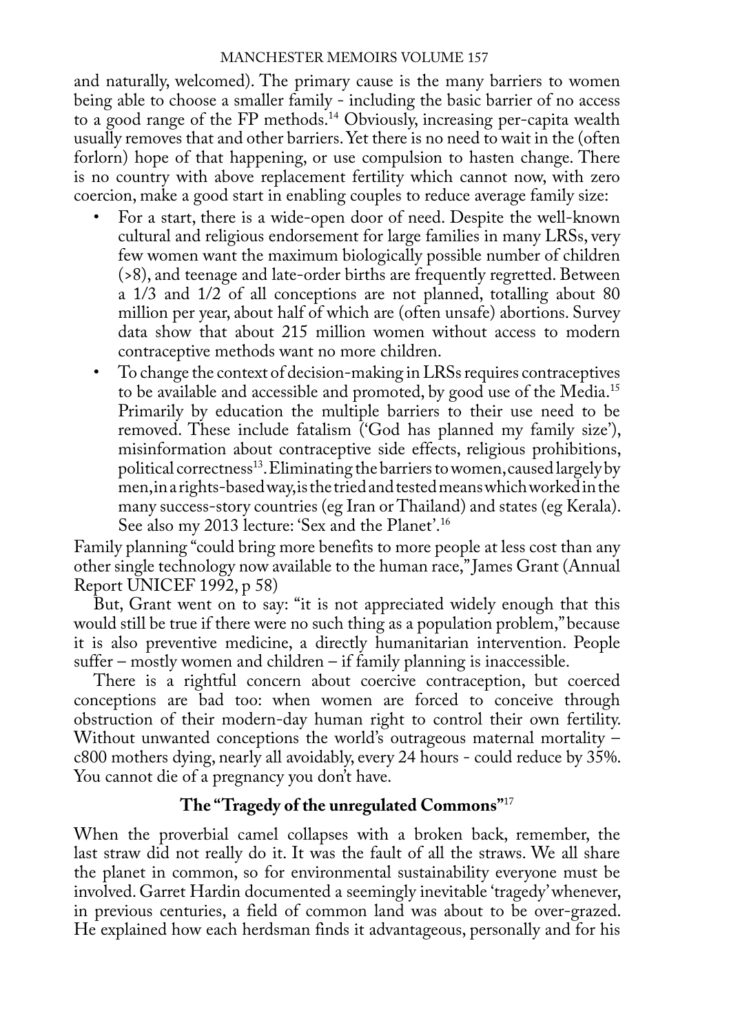and naturally, welcomed). The primary cause is the many barriers to women being able to choose a smaller family - including the basic barrier of no access to a good range of the FP methods.[14] Obviously, increasing per-capita wealth usually removes that and other barriers. Yet there is no need to wait in the (often forlorn) hope of that happening, or use compulsion to hasten change. There is no country with above replacement fertility which cannot now, with zero coercion, make a good start in enabling couples to reduce average family size:

- For a start, there is a wide-open door of need. Despite the well-known cultural and religious endorsement for large families in many LRSs, very few women want the maximum biologically possible number of children (>8), and teenage and late-order births are frequently regretted. Between a 1/3 and 1/2 of all conceptions are not planned, totalling about 80 million per year, about half of which are (often unsafe) abortions. Survey data show that about 215 million women without access to modern contraceptive methods want no more children.
- To change the context of decision-making in LRSs requires contraceptives to be available and accessible and promoted, by good use of the Media.[15] Primarily by education the multiple barriers to their use need to be removed. These include fatalism ('God has planned my family size'), misinformation about contraceptive side effects, religious prohibitions, political correctness[13]. Eliminating the barriers to women, caused largely by men, in a rights-based way, is the tried and tested means which worked in the many success-story countries (eg Iran or Thailand) and states (eg Kerala). See also my 2013 lecture: 'Sex and the Planet'.[16]

Family planning "could bring more benefits to more people at less cost than any other single technology now available to the human race," James Grant (Annual Report UNICEF 1992, p 58)

But, Grant went on to say: "it is not appreciated widely enough that this would still be true if there were no such thing as a population problem," because it is also preventive medicine, a directly humanitarian intervention. People suffer – mostly women and children – if family planning is inaccessible.

There is a rightful concern about coercive contraception, but coerced conceptions are bad too: when women are forced to conceive through obstruction of their modern-day human right to control their own fertility. Without unwanted conceptions the world's outrageous maternal mortality – c800 mothers dying, nearly all avoidably, every 24 hours - could reduce by 35%. You cannot die of a pregnancy you don't have.

## The "Tragedy of the unregulated Commons"[17]

When the proverbial camel collapses with a broken back, remember, the last straw did not really do it. It was the fault of all the straws. We all share the planet in common, so for environmental sustainability everyone must be involved. Garret Hardin documented a seemingly inevitable 'tragedy' whenever, in previous centuries, a field of common land was about to be over-grazed. He explained how each herdsman finds it advantageous, personally and for his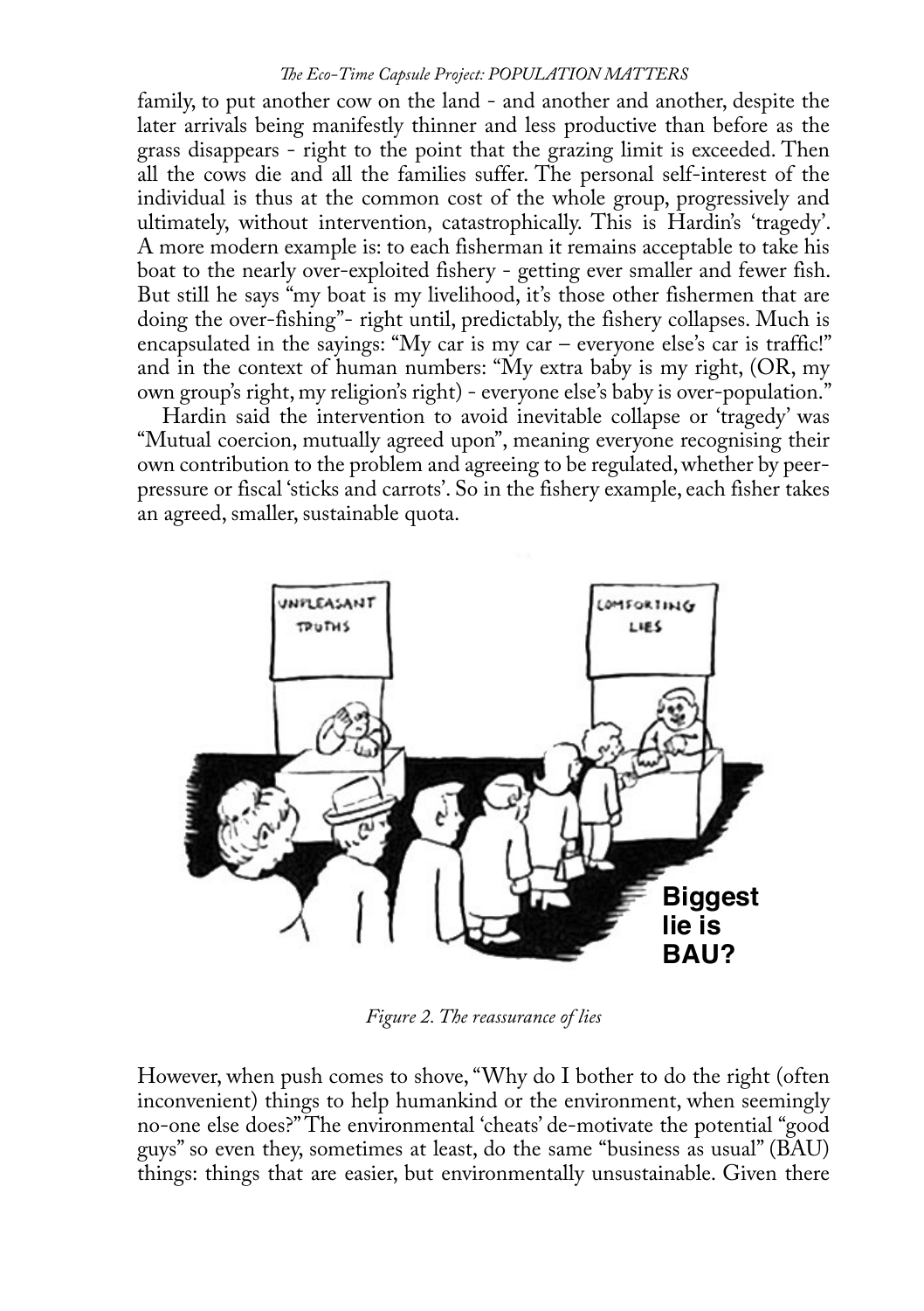family, to put another cow on the land - and another and another, despite the later arrivals being manifestly thinner and less productive than before as the grass disappears - right to the point that the grazing limit is exceeded. Then all the cows die and all the families suffer. The personal self-interest of the individual is thus at the common cost of the whole group, progressively and ultimately, without intervention, catastrophically. This is Hardin's 'tragedy'. A more modern example is: to each fisherman it remains acceptable to take his boat to the nearly over-exploited fishery - getting ever smaller and fewer fish. But still he says "my boat is my livelihood, it's those other fishermen that are doing the over-fishing"- right until, predictably, the fishery collapses. Much is encapsulated in the sayings: "My car is my car – everyone else's car is traffic!" and in the context of human numbers: "My extra baby is my right, (OR, my own group's right, my religion's right) - everyone else's baby is over-population."

Hardin said the intervention to avoid inevitable collapse or 'tragedy' was "Mutual coercion, mutually agreed upon", meaning everyone recognising their own contribution to the problem and agreeing to be regulated, whether by peer-pressure or fiscal 'sticks and carrots'. So in the fishery example, each fisher takes an agreed, smaller, sustainable quota.

*Figure 2. The reassurance of lies*

However, when push comes to shove, "Why do I bother to do the right (often inconvenient) things to help humankind or the environment, when seemingly no-one else does?" The environmental 'cheats' de-motivate the potential "good guys" so even they, sometimes at least, do the same "business as usual" (BAU) things: things that are easier, but environmentally unsustainable. Given there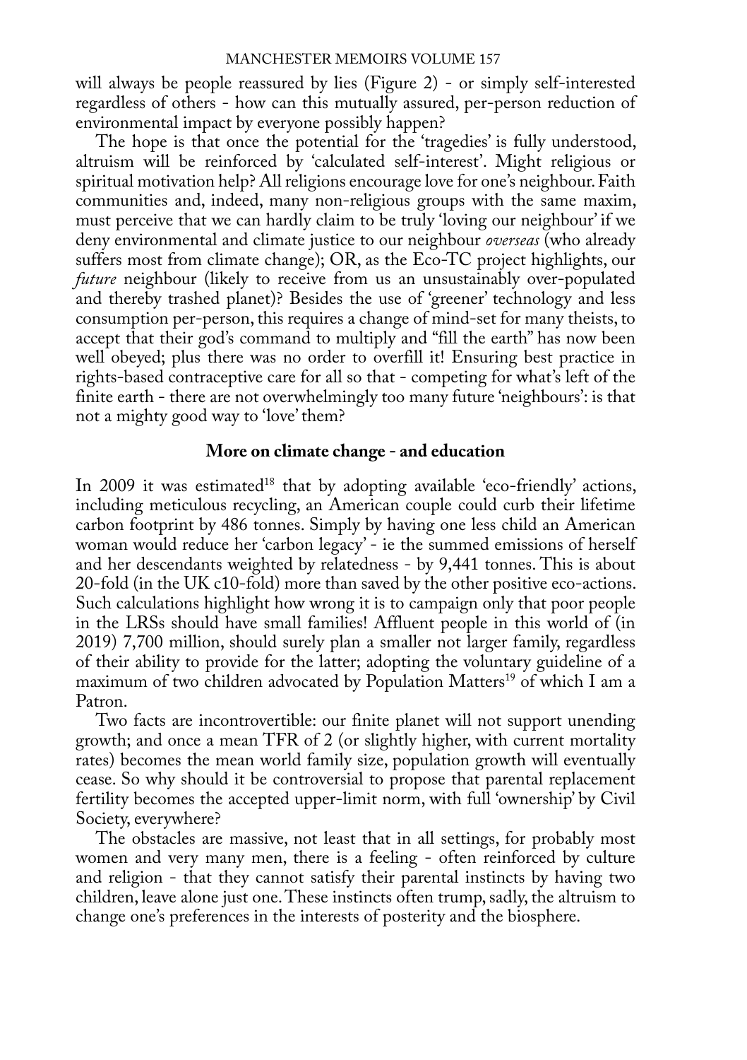will always be people reassured by lies (Figure 2) - or simply self-interested regardless of others - how can this mutually assured, per-person reduction of environmental impact by everyone possibly happen?

The hope is that once the potential for the 'tragedies' is fully understood, altruism will be reinforced by 'calculated self-interest'. Might religious or spiritual motivation help? All religions encourage love for one's neighbour. Faith communities and, indeed, many non-religious groups with the same maxim, must perceive that we can hardly claim to be truly 'loving our neighbour' if we deny environmental and climate justice to our neighbour *overseas* (who already suffers most from climate change); OR, as the Eco-TC project highlights, our *future* neighbour (likely to receive from us an unsustainably over-populated and thereby trashed planet)? Besides the use of 'greener' technology and less consumption per-person, this requires a change of mind-set for many theists, to accept that their god's command to multiply and "fill the earth" has now been well obeyed; plus there was no order to overfill it! Ensuring best practice in rights-based contraceptive care for all so that - competing for what's left of the finite earth - there are not overwhelmingly too many future 'neighbours': is that not a mighty good way to 'love' them?

## More on climate change - and education

In 2009 it was estimated[18] that by adopting available 'eco-friendly' actions, including meticulous recycling, an American couple could curb their lifetime carbon footprint by 486 tonnes. Simply by having one less child an American woman would reduce her 'carbon legacy' - ie the summed emissions of herself and her descendants weighted by relatedness - by 9,441 tonnes. This is about 20-fold (in the UK c10-fold) more than saved by the other positive eco-actions. Such calculations highlight how wrong it is to campaign only that poor people in the LRSs should have small families! Affluent people in this world of (in 2019) 7,700 million, should surely plan a smaller not larger family, regardless of their ability to provide for the latter; adopting the voluntary guideline of a maximum of two children advocated by Population Matters[19] of which I am a Patron.

Two facts are incontrovertible: our finite planet will not support unending growth; and once a mean TFR of 2 (or slightly higher, with current mortality rates) becomes the mean world family size, population growth will eventually cease. So why should it be controversial to propose that parental replacement fertility becomes the accepted upper-limit norm, with full 'ownership' by Civil Society, everywhere?

The obstacles are massive, not least that in all settings, for probably most women and very many men, there is a feeling - often reinforced by culture and religion - that they cannot satisfy their parental instincts by having two children, leave alone just one. These instincts often trump, sadly, the altruism to change one's preferences in the interests of posterity and the biosphere.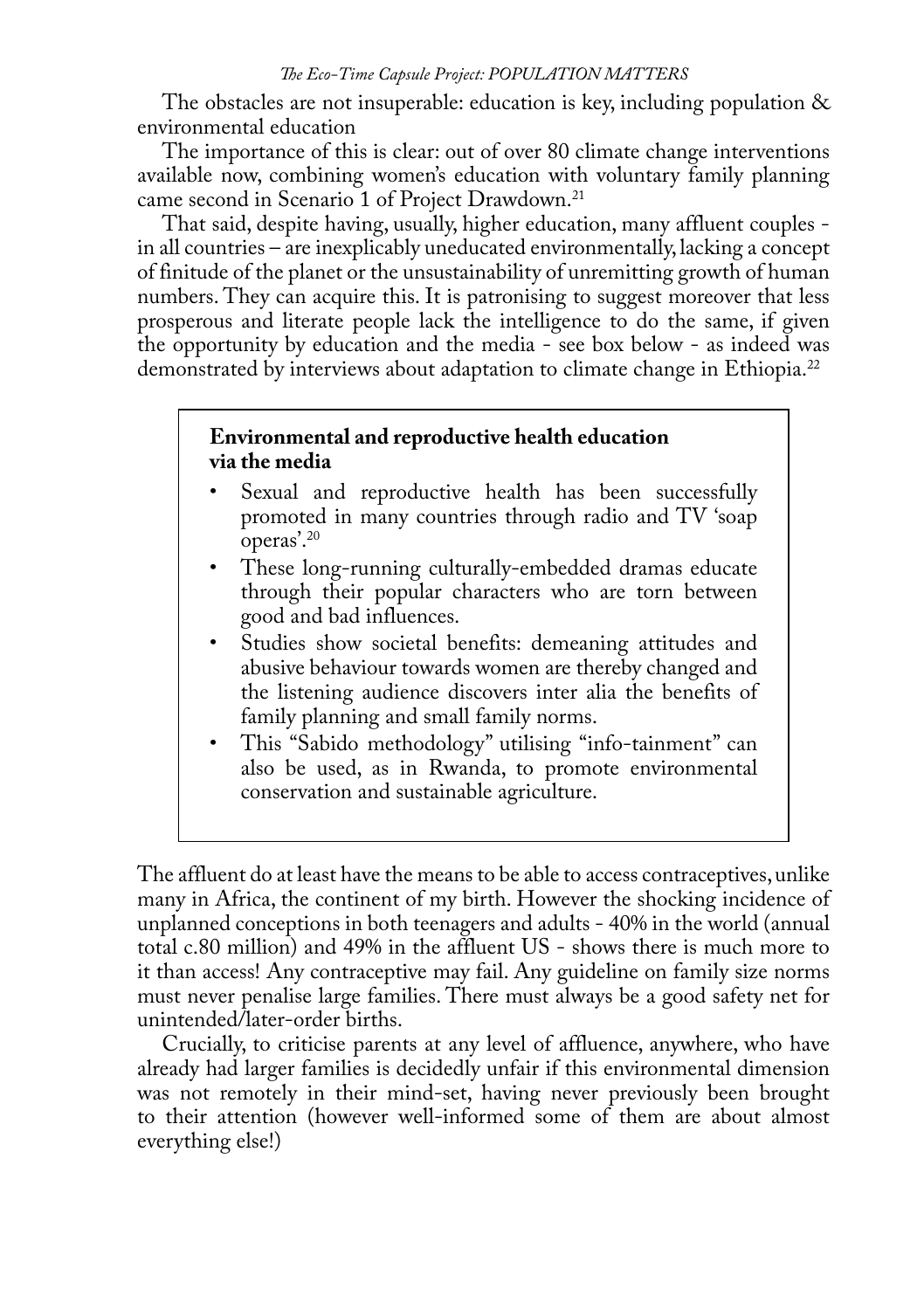The obstacles are not insuperable: education is key, including population & environmental education

The importance of this is clear: out of over 80 climate change interventions available now, combining women's education with voluntary family planning came second in Scenario 1 of Project Drawdown.[21]

That said, despite having, usually, higher education, many affluent couples - in all countries – are inexplicably uneducated environmentally, lacking a concept of finitude of the planet or the unsustainability of unremitting growth of human numbers. They can acquire this. It is patronising to suggest moreover that less prosperous and literate people lack the intelligence to do the same, if given the opportunity by education and the media - see box below - as indeed was demonstrated by interviews about adaptation to climate change in Ethiopia.[22]

> **Environmental and reproductive health education via the media**
>
> - Sexual and reproductive health has been successfully promoted in many countries through radio and TV 'soap operas'.[20]
> - These long-running culturally-embedded dramas educate through their popular characters who are torn between good and bad influences.
> - Studies show societal benefits: demeaning attitudes and abusive behaviour towards women are thereby changed and the listening audience discovers inter alia the benefits of family planning and small family norms.
> - This "Sabido methodology" utilising "info-tainment" can also be used, as in Rwanda, to promote environmental conservation and sustainable agriculture.

The affluent do at least have the means to be able to access contraceptives, unlike many in Africa, the continent of my birth. However the shocking incidence of unplanned conceptions in both teenagers and adults - 40% in the world (annual total c.80 million) and 49% in the affluent US - shows there is much more to it than access! Any contraceptive may fail. Any guideline on family size norms must never penalise large families. There must always be a good safety net for unintended/later-order births.

Crucially, to criticise parents at any level of affluence, anywhere, who have already had larger families is decidedly unfair if this environmental dimension was not remotely in their mind-set, having never previously been brought to their attention (however well-informed some of them are about almost everything else!)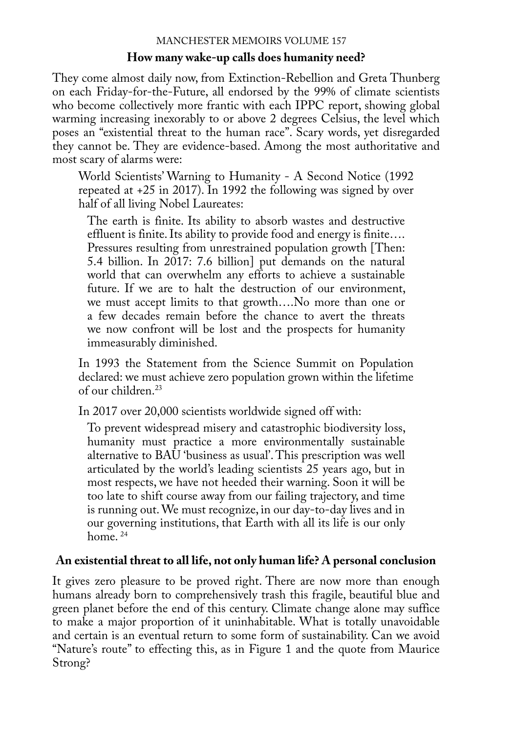**How many wake-up calls does humanity need?**

They come almost daily now, from Extinction-Rebellion and Greta Thunberg on each Friday-for-the-Future, all endorsed by the 99% of climate scientists who become collectively more frantic with each IPPC report, showing global warming increasing inexorably to or above 2 degrees Celsius, the level which poses an "existential threat to the human race". Scary words, yet disregarded they cannot be. They are evidence-based. Among the most authoritative and most scary of alarms were:

> World Scientists' Warning to Humanity - A Second Notice (1992 repeated at +25 in 2017). In 1992 the following was signed by over half of all living Nobel Laureates:
>
> > The earth is finite. Its ability to absorb wastes and destructive effluent is finite. Its ability to provide food and energy is finite…. Pressures resulting from unrestrained population growth [Then: 5.4 billion. In 2017: 7.6 billion] put demands on the natural world that can overwhelm any efforts to achieve a sustainable future. If we are to halt the destruction of our environment, we must accept limits to that growth….No more than one or a few decades remain before the chance to avert the threats we now confront will be lost and the prospects for humanity immeasurably diminished.
>
> In 1993 the Statement from the Science Summit on Population declared: we must achieve zero population grown within the lifetime of our children.[23]
>
> In 2017 over 20,000 scientists worldwide signed off with:
>
> > To prevent widespread misery and catastrophic biodiversity loss, humanity must practice a more environmentally sustainable alternative to BAU 'business as usual'. This prescription was well articulated by the world's leading scientists 25 years ago, but in most respects, we have not heeded their warning. Soon it will be too late to shift course away from our failing trajectory, and time is running out. We must recognize, in our day-to-day lives and in our governing institutions, that Earth with all its life is our only home. [24]

**An existential threat to all life, not only human life? A personal conclusion**

It gives zero pleasure to be proved right. There are now more than enough humans already born to comprehensively trash this fragile, beautiful blue and green planet before the end of this century. Climate change alone may suffice to make a major proportion of it uninhabitable. What is totally unavoidable and certain is an eventual return to some form of sustainability. Can we avoid "Nature's route" to effecting this, as in Figure 1 and the quote from Maurice Strong?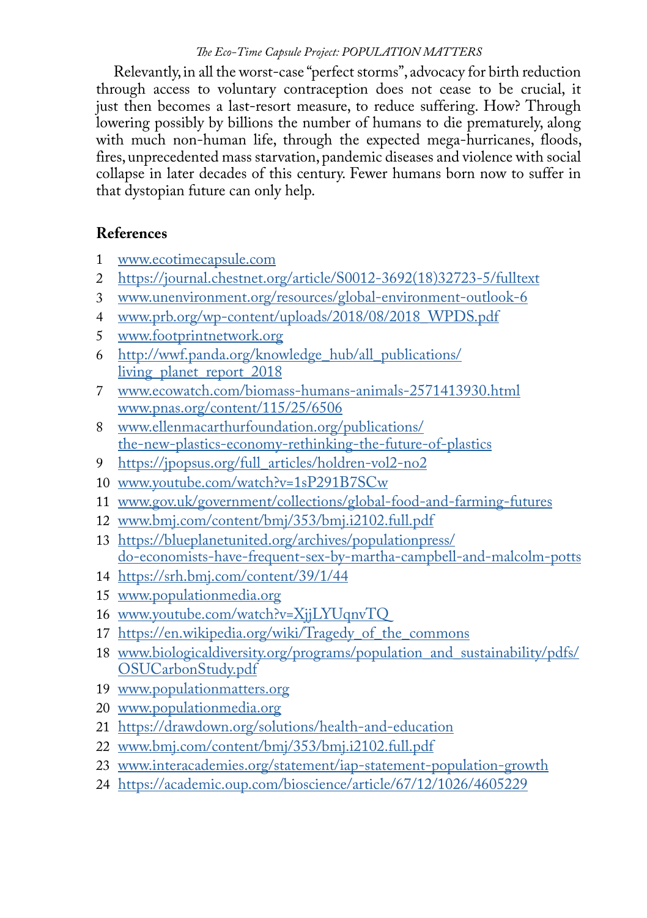Relevantly, in all the worst-case "perfect storms", advocacy for birth reduction through access to voluntary contraception does not cease to be crucial, it just then becomes a last-resort measure, to reduce suffering. How? Through lowering possibly by billions the number of humans to die prematurely, along with much non-human life, through the expected mega-hurricanes, floods, fires, unprecedented mass starvation, pandemic diseases and violence with social collapse in later decades of this century. Fewer humans born now to suffer in that dystopian future can only help.

## References

1. www.ecotimecapsule.com
2. https://journal.chestnet.org/article/S0012-3692(18)32723-5/fulltext
3. www.unenvironment.org/resources/global-environment-outlook-6
4. www.prb.org/wp-content/uploads/2018/08/2018_WPDS.pdf
5. www.footprintnetwork.org
6. http://wwf.panda.org/knowledge_hub/all_publications/living_planet_report_2018
7. www.ecowatch.com/biomass-humans-animals-2571413930.html
   www.pnas.org/content/115/25/6506
8. www.ellenmacarthurfoundation.org/publications/the-new-plastics-economy-rethinking-the-future-of-plastics
9. https://jpopsus.org/full_articles/holdren-vol2-no2
10. www.youtube.com/watch?v=1sP291B7SCw
11. www.gov.uk/government/collections/global-food-and-farming-futures
12. www.bmj.com/content/bmj/353/bmj.i2102.full.pdf
13. https://blueplanetunited.org/archives/populationpress/do-economists-have-frequent-sex-by-martha-campbell-and-malcolm-potts
14. https://srh.bmj.com/content/39/1/44
15. www.populationmedia.org
16. www.youtube.com/watch?v=XjjLYUqnvTQ
17. https://en.wikipedia.org/wiki/Tragedy_of_the_commons
18. www.biologicaldiversity.org/programs/population_and_sustainability/pdfs/OSUCarbonStudy.pdf
19. www.populationmatters.org
20. www.populationmedia.org
21. https://drawdown.org/solutions/health-and-education
22. www.bmj.com/content/bmj/353/bmj.i2102.full.pdf
23. www.interacademies.org/statement/iap-statement-population-growth
24. https://academic.oup.com/bioscience/article/67/12/1026/4605229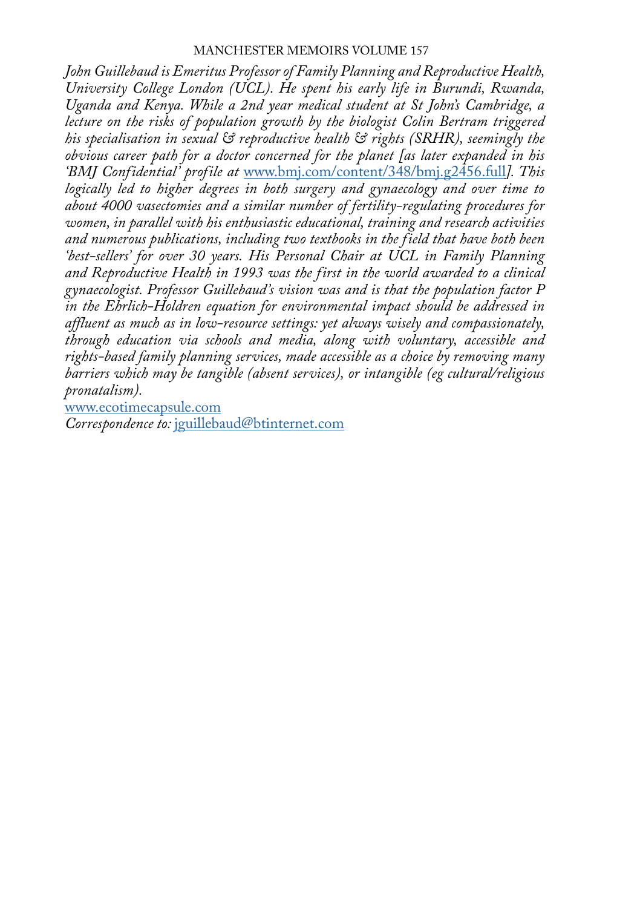*John Guillebaud is Emeritus Professor of Family Planning and Reproductive Health, University College London (UCL). He spent his early life in Burundi, Rwanda, Uganda and Kenya. While a 2nd year medical student at St John's Cambridge, a lecture on the risks of population growth by the biologist Colin Bertram triggered his specialisation in sexual & reproductive health & rights (SRHR), seemingly the obvious career path for a doctor concerned for the planet [as later expanded in his 'BMJ Confidential' profile at* [www.bmj.com/content/348/bmj.g2456.full](www.bmj.com/content/348/bmj.g2456.full)*]. This logically led to higher degrees in both surgery and gynaecology and over time to about 4000 vasectomies and a similar number of fertility-regulating procedures for women, in parallel with his enthusiastic educational, training and research activities and numerous publications, including two textbooks in the field that have both been 'best-sellers' for over 30 years. His Personal Chair at UCL in Family Planning and Reproductive Health in 1993 was the first in the world awarded to a clinical gynaecologist. Professor Guillebaud's vision was and is that the population factor P in the Ehrlich-Holdren equation for environmental impact should be addressed in affluent as much as in low-resource settings: yet always wisely and compassionately, through education via schools and media, along with voluntary, accessible and rights-based family planning services, made accessible as a choice by removing many barriers which may be tangible (absent services), or intangible (eg cultural/religious pronatalism).*

[www.ecotimecapsule.com](www.ecotimecapsule.com)

*Correspondence to:* [jguillebaud@btinternet.com](mailto:jguillebaud@btinternet.com)